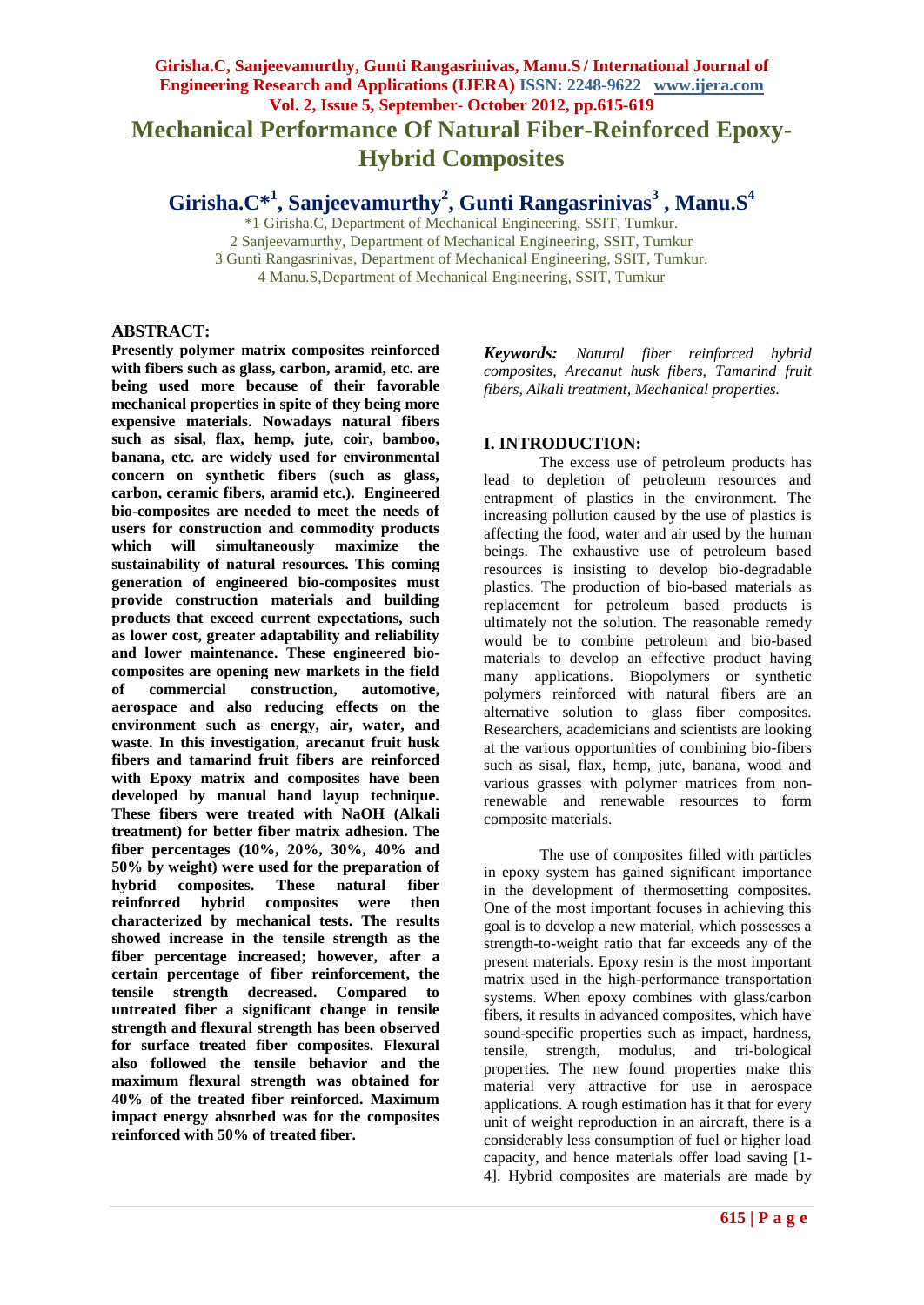# Mechanical Performance Of Natural Fiber-Reinforced Epoxy-Hybrid Composites

## Girisha.C*[1], Sanjeevamurthy[2], Gunti Rangasrinivas[3] , Manu.S[4]

*1 Girisha.C, Department of Mechanical Engineering, SSIT, Tumkur.
2 Sanjeevamurthy, Department of Mechanical Engineering, SSIT, Tumkur
3 Gunti Rangasrinivas, Department of Mechanical Engineering, SSIT, Tumkur.
4 Manu.S,Department of Mechanical Engineering, SSIT, Tumkur

## ABSTRACT:

**Presently polymer matrix composites reinforced with fibers such as glass, carbon, aramid, etc. are being used more because of their favorable mechanical properties in spite of they being more expensive materials. Nowadays natural fibers such as sisal, flax, hemp, jute, coir, bamboo, banana, etc. are widely used for environmental concern on synthetic fibers (such as glass, carbon, ceramic fibers, aramid etc.). Engineered bio-composites are needed to meet the needs of users for construction and commodity products which will simultaneously maximize the sustainability of natural resources. This coming generation of engineered bio-composites must provide construction materials and building products that exceed current expectations, such as lower cost, greater adaptability and reliability and lower maintenance. These engineered bio-composites are opening new markets in the field of commercial construction, automotive, aerospace and also reducing effects on the environment such as energy, air, water, and waste. In this investigation, arecanut fruit husk fibers and tamarind fruit fibers are reinforced with Epoxy matrix and composites have been developed by manual hand layup technique. These fibers were treated with NaOH (Alkali treatment) for better fiber matrix adhesion. The fiber percentages (10%, 20%, 30%, 40% and 50% by weight) were used for the preparation of hybrid composites. These natural fiber reinforced hybrid composites were then characterized by mechanical tests. The results showed increase in the tensile strength as the fiber percentage increased; however, after a certain percentage of fiber reinforcement, the tensile strength decreased. Compared to untreated fiber a significant change in tensile strength and flexural strength has been observed for surface treated fiber composites. Flexural also followed the tensile behavior and the maximum flexural strength was obtained for 40% of the treated fiber reinforced. Maximum impact energy absorbed was for the composites reinforced with 50% of treated fiber.**

***Keywords:*** *Natural fiber reinforced hybrid composites, Arecanut husk fibers, Tamarind fruit fibers, Alkali treatment, Mechanical properties.*

## I. INTRODUCTION:

The excess use of petroleum products has lead to depletion of petroleum resources and entrapment of plastics in the environment. The increasing pollution caused by the use of plastics is affecting the food, water and air used by the human beings. The exhaustive use of petroleum based resources is insisting to develop bio-degradable plastics. The production of bio-based materials as replacement for petroleum based products is ultimately not the solution. The reasonable remedy would be to combine petroleum and bio-based materials to develop an effective product having many applications. Biopolymers or synthetic polymers reinforced with natural fibers are an alternative solution to glass fiber composites. Researchers, academicians and scientists are looking at the various opportunities of combining bio-fibers such as sisal, flax, hemp, jute, banana, wood and various grasses with polymer matrices from non-renewable and renewable resources to form composite materials.

The use of composites filled with particles in epoxy system has gained significant importance in the development of thermosetting composites. One of the most important focuses in achieving this goal is to develop a new material, which possesses a strength-to-weight ratio that far exceeds any of the present materials. Epoxy resin is the most important matrix used in the high-performance transportation systems. When epoxy combines with glass/carbon fibers, it results in advanced composites, which have sound-specific properties such as impact, hardness, tensile, strength, modulus, and tri-bological properties. The new found properties make this material very attractive for use in aerospace applications. A rough estimation has it that for every unit of weight reproduction in an aircraft, there is a considerably less consumption of fuel or higher load capacity, and hence materials offer load saving [1-4]. Hybrid composites are materials are made by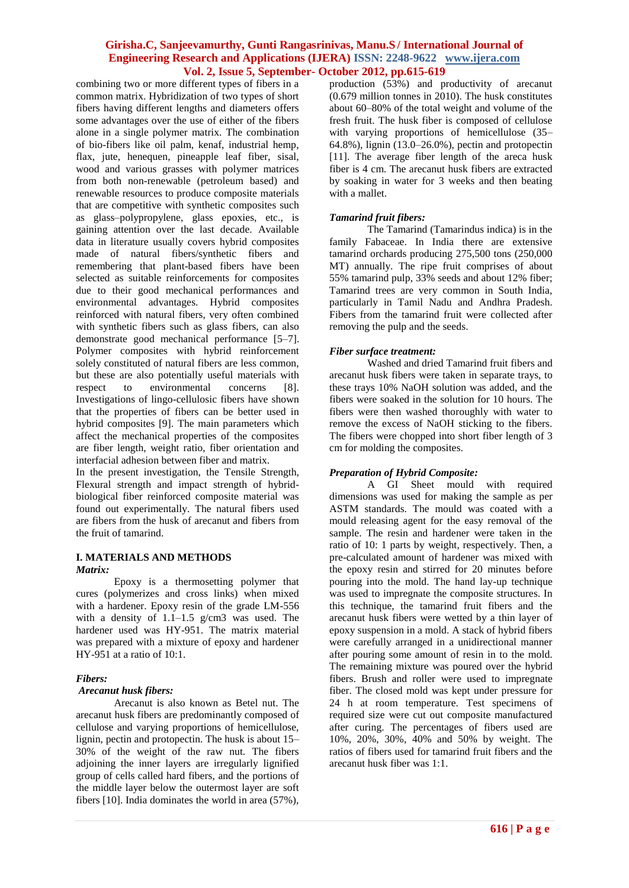combining two or more different types of fibers in a common matrix. Hybridization of two types of short fibers having different lengths and diameters offers some advantages over the use of either of the fibers alone in a single polymer matrix. The combination of bio-fibers like oil palm, kenaf, industrial hemp, flax, jute, henequen, pineapple leaf fiber, sisal, wood and various grasses with polymer matrices from both non-renewable (petroleum based) and renewable resources to produce composite materials that are competitive with synthetic composites such as glass–polypropylene, glass epoxies, etc., is gaining attention over the last decade. Available data in literature usually covers hybrid composites made of natural fibers/synthetic fibers and remembering that plant-based fibers have been selected as suitable reinforcements for composites due to their good mechanical performances and environmental advantages. Hybrid composites reinforced with natural fibers, very often combined with synthetic fibers such as glass fibers, can also demonstrate good mechanical performance [5–7]. Polymer composites with hybrid reinforcement solely constituted of natural fibers are less common, but these are also potentially useful materials with respect to environmental concerns [8]. Investigations of lingo-cellulosic fibers have shown that the properties of fibers can be better used in hybrid composites [9]. The main parameters which affect the mechanical properties of the composites are fiber length, weight ratio, fiber orientation and interfacial adhesion between fiber and matrix.

In the present investigation, the Tensile Strength, Flexural strength and impact strength of hybrid-biological fiber reinforced composite material was found out experimentally. The natural fibers used are fibers from the husk of arecanut and fibers from the fruit of tamarind.

## I. MATERIALS AND METHODS

### *Matrix:*

Epoxy is a thermosetting polymer that cures (polymerizes and cross links) when mixed with a hardener. Epoxy resin of the grade LM-556 with a density of 1.1–1.5 g/cm3 was used. The hardener used was HY-951. The matrix material was prepared with a mixture of epoxy and hardener HY-951 at a ratio of 10:1.

### *Fibers:*

#### *Arecanut husk fibers:*

Arecanut is also known as Betel nut. The arecanut husk fibers are predominantly composed of cellulose and varying proportions of hemicellulose, lignin, pectin and protopectin. The husk is about 15–30% of the weight of the raw nut. The fibers adjoining the inner layers are irregularly lignified group of cells called hard fibers, and the portions of the middle layer below the outermost layer are soft fibers [10]. India dominates the world in area (57%), production (53%) and productivity of arecanut (0.679 million tonnes in 2010). The husk constitutes about 60–80% of the total weight and volume of the fresh fruit. The husk fiber is composed of cellulose with varying proportions of hemicellulose (35–64.8%), lignin (13.0–26.0%), pectin and protopectin [11]. The average fiber length of the areca husk fiber is 4 cm. The arecanut husk fibers are extracted by soaking in water for 3 weeks and then beating with a mallet.

#### *Tamarind fruit fibers:*

The Tamarind (Tamarindus indica) is in the family Fabaceae. In India there are extensive tamarind orchards producing 275,500 tons (250,000 MT) annually. The ripe fruit comprises of about 55% tamarind pulp, 33% seeds and about 12% fiber; Tamarind trees are very common in South India, particularly in Tamil Nadu and Andhra Pradesh. Fibers from the tamarind fruit were collected after removing the pulp and the seeds.

### *Fiber surface treatment:*

Washed and dried Tamarind fruit fibers and arecanut husk fibers were taken in separate trays, to these trays 10% NaOH solution was added, and the fibers were soaked in the solution for 10 hours. The fibers were then washed thoroughly with water to remove the excess of NaOH sticking to the fibers. The fibers were chopped into short fiber length of 3 cm for molding the composites.

### *Preparation of Hybrid Composite:*

A GI Sheet mould with required dimensions was used for making the sample as per ASTM standards. The mould was coated with a mould releasing agent for the easy removal of the sample. The resin and hardener were taken in the ratio of 10: 1 parts by weight, respectively. Then, a pre-calculated amount of hardener was mixed with the epoxy resin and stirred for 20 minutes before pouring into the mold. The hand lay-up technique was used to impregnate the composite structures. In this technique, the tamarind fruit fibers and the arecanut husk fibers were wetted by a thin layer of epoxy suspension in a mold. A stack of hybrid fibers were carefully arranged in a unidirectional manner after pouring some amount of resin in to the mold. The remaining mixture was poured over the hybrid fibers. Brush and roller were used to impregnate fiber. The closed mold was kept under pressure for 24 h at room temperature. Test specimens of required size were cut out composite manufactured after curing. The percentages of fibers used are 10%, 20%, 30%, 40% and 50% by weight. The ratios of fibers used for tamarind fruit fibers and the arecanut husk fiber was 1:1.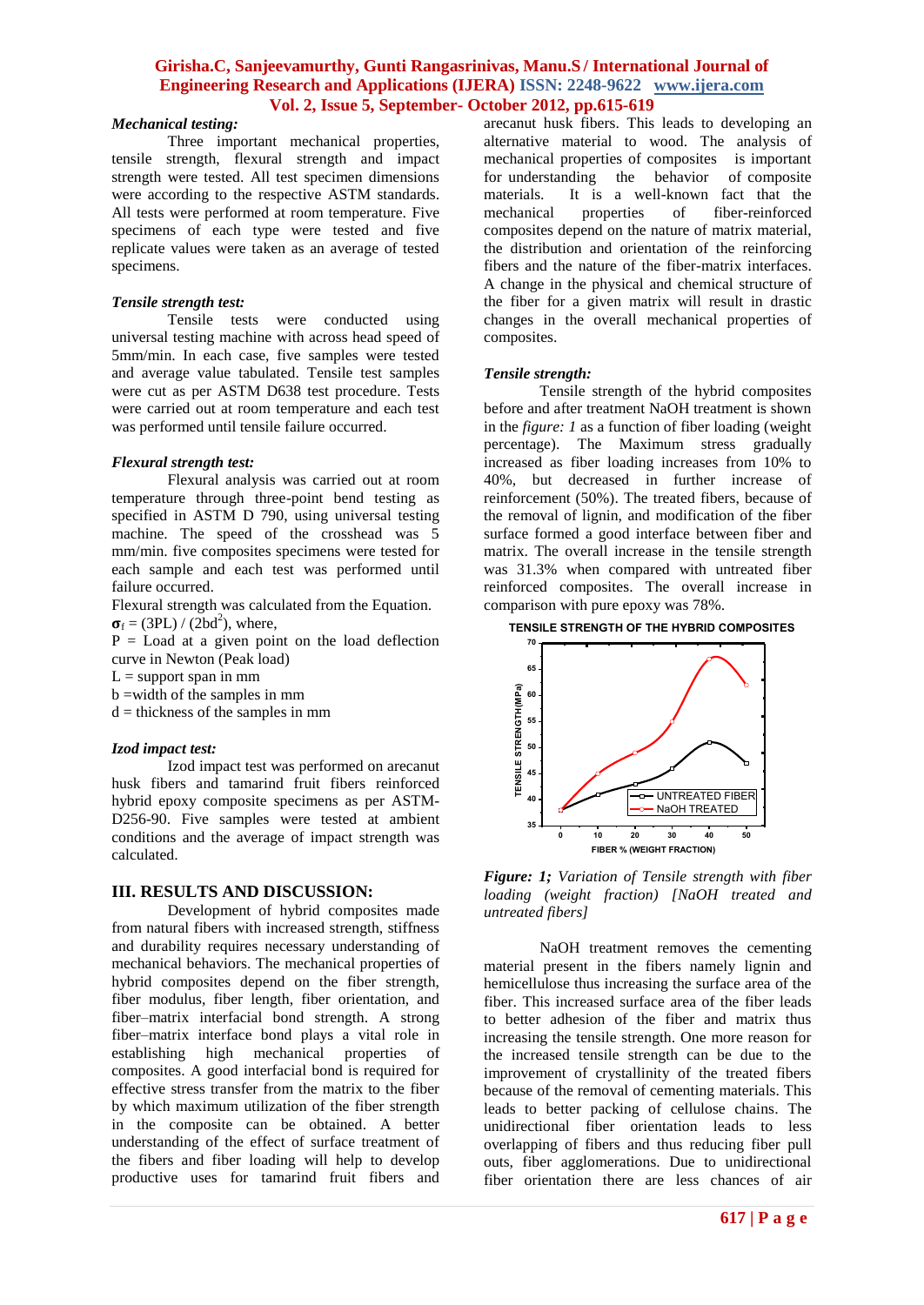*Mechanical testing:*

Three important mechanical properties, tensile strength, flexural strength and impact strength were tested. All test specimen dimensions were according to the respective ASTM standards. All tests were performed at room temperature. Five specimens of each type were tested and five replicate values were taken as an average of tested specimens.

*Tensile strength test:*

Tensile tests were conducted using universal testing machine with across head speed of 5mm/min. In each case, five samples were tested and average value tabulated. Tensile test samples were cut as per ASTM D638 test procedure. Tests were carried out at room temperature and each test was performed until tensile failure occurred.

*Flexural strength test:*

Flexural analysis was carried out at room temperature through three-point bend testing as specified in ASTM D 790, using universal testing machine. The speed of the crosshead was 5 mm/min. five composites specimens were tested for each sample and each test was performed until failure occurred.

Flexural strength was calculated from the Equation.

$\boldsymbol{\sigma}_f = (3PL) / (2bd^2)$, where,

P = Load at a given point on the load deflection curve in Newton (Peak load)

L = support span in mm

b =width of the samples in mm

d = thickness of the samples in mm

*Izod impact test:*

Izod impact test was performed on arecanut husk fibers and tamarind fruit fibers reinforced hybrid epoxy composite specimens as per ASTM-D256-90. Five samples were tested at ambient conditions and the average of impact strength was calculated.

## III. RESULTS AND DISCUSSION:

Development of hybrid composites made from natural fibers with increased strength, stiffness and durability requires necessary understanding of mechanical behaviors. The mechanical properties of hybrid composites depend on the fiber strength, fiber modulus, fiber length, fiber orientation, and fiber–matrix interfacial bond strength. A strong fiber–matrix interface bond plays a vital role in establishing high mechanical properties of composites. A good interfacial bond is required for effective stress transfer from the matrix to the fiber by which maximum utilization of the fiber strength in the composite can be obtained. A better understanding of the effect of surface treatment of the fibers and fiber loading will help to develop productive uses for tamarind fruit fibers and arecanut husk fibers. This leads to developing an alternative material to wood. The analysis of mechanical properties of composites is important for understanding the behavior of composite materials. It is a well-known fact that the mechanical properties of fiber-reinforced composites depend on the nature of matrix material, the distribution and orientation of the reinforcing fibers and the nature of the fiber-matrix interfaces. A change in the physical and chemical structure of the fiber for a given matrix will result in drastic changes in the overall mechanical properties of composites.

*Tensile strength:*

Tensile strength of the hybrid composites before and after treatment NaOH treatment is shown in the *figure: 1* as a function of fiber loading (weight percentage). The Maximum stress gradually increased as fiber loading increases from 10% to 40%, but decreased in further increase of reinforcement (50%). The treated fibers, because of the removal of lignin, and modification of the fiber surface formed a good interface between fiber and matrix. The overall increase in the tensile strength was 31.3% when compared with untreated fiber reinforced composites. The overall increase in comparison with pure epoxy was 78%.

***Figure: 1;*** *Variation of Tensile strength with fiber loading (weight fraction) [NaOH treated and untreated fibers]*

NaOH treatment removes the cementing material present in the fibers namely lignin and hemicellulose thus increasing the surface area of the fiber. This increased surface area of the fiber leads to better adhesion of the fiber and matrix thus increasing the tensile strength. One more reason for the increased tensile strength can be due to the improvement of crystallinity of the treated fibers because of the removal of cementing materials. This leads to better packing of cellulose chains. The unidirectional fiber orientation leads to less overlapping of fibers and thus reducing fiber pull outs, fiber agglomerations. Due to unidirectional fiber orientation there are less chances of air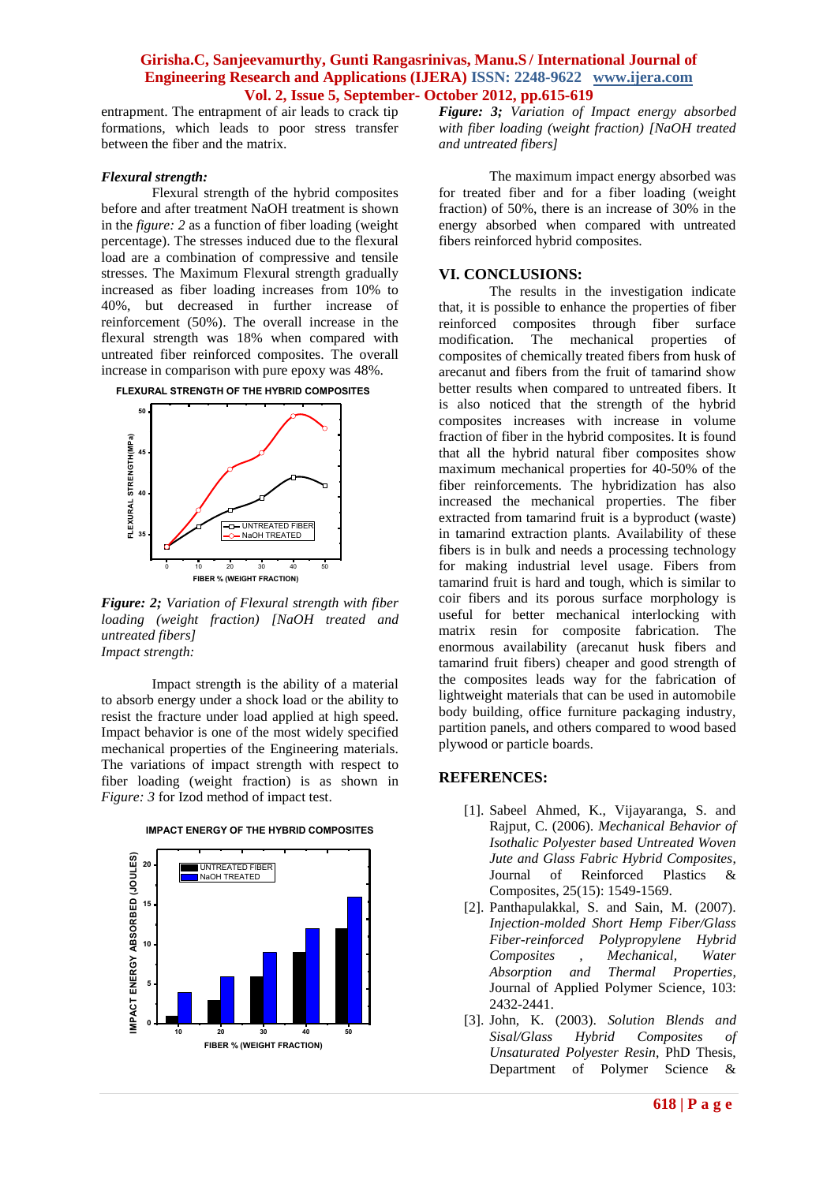entrapment. The entrapment of air leads to crack tip formations, which leads to poor stress transfer between the fiber and the matrix.

***Flexural strength:***

Flexural strength of the hybrid composites before and after treatment NaOH treatment is shown in the *figure: 2* as a function of fiber loading (weight percentage). The stresses induced due to the flexural load are a combination of compressive and tensile stresses. The Maximum Flexural strength gradually increased as fiber loading increases from 10% to 40%, but decreased in further increase of reinforcement (50%). The overall increase in the flexural strength was 18% when compared with untreated fiber reinforced composites. The overall increase in comparison with pure epoxy was 48%.

***Figure: 2;*** *Variation of Flexural strength with fiber loading (weight fraction) [NaOH treated and untreated fibers]*

*Impact strength:*

Impact strength is the ability of a material to absorb energy under a shock load or the ability to resist the fracture under load applied at high speed. Impact behavior is one of the most widely specified mechanical properties of the Engineering materials. The variations of impact strength with respect to fiber loading (weight fraction) is as shown in *Figure: 3* for Izod method of impact test.

***Figure: 3;*** *Variation of Impact energy absorbed with fiber loading (weight fraction) [NaOH treated and untreated fibers]*

The maximum impact energy absorbed was for treated fiber and for a fiber loading (weight fraction) of 50%, there is an increase of 30% in the energy absorbed when compared with untreated fibers reinforced hybrid composites.

## VI. CONCLUSIONS:

The results in the investigation indicate that, it is possible to enhance the properties of fiber reinforced composites through fiber surface modification. The mechanical properties of composites of chemically treated fibers from husk of arecanut and fibers from the fruit of tamarind show better results when compared to untreated fibers. It is also noticed that the strength of the hybrid composites increases with increase in volume fraction of fiber in the hybrid composites. It is found that all the hybrid natural fiber composites show maximum mechanical properties for 40-50% of the fiber reinforcements. The hybridization has also increased the mechanical properties. The fiber extracted from tamarind fruit is a byproduct (waste) in tamarind extraction plants. Availability of these fibers is in bulk and needs a processing technology for making industrial level usage. Fibers from tamarind fruit is hard and tough, which is similar to coir fibers and its porous surface morphology is useful for better mechanical interlocking with matrix resin for composite fabrication. The enormous availability (arecanut husk fibers and tamarind fruit fibers) cheaper and good strength of the composites leads way for the fabrication of lightweight materials that can be used in automobile body building, office furniture packaging industry, partition panels, and others compared to wood based plywood or particle boards.

## REFERENCES:

[1]. Sabeel Ahmed, K., Vijayaranga, S. and Rajput, C. (2006). *Mechanical Behavior of Isothalic Polyester based Untreated Woven Jute and Glass Fabric Hybrid Composites*, Journal of Reinforced Plastics & Composites, 25(15): 1549-1569.

[2]. Panthapulakkal, S. and Sain, M. (2007). *Injection-molded Short Hemp Fiber/Glass Fiber-reinforced Polypropylene Hybrid Composites , Mechanical, Water Absorption and Thermal Properties*, Journal of Applied Polymer Science, 103: 2432-2441.

[3]. John, K. (2003). *Solution Blends and Sisal/Glass Hybrid Composites of Unsaturated Polyester Resin*, PhD Thesis, Department of Polymer Science &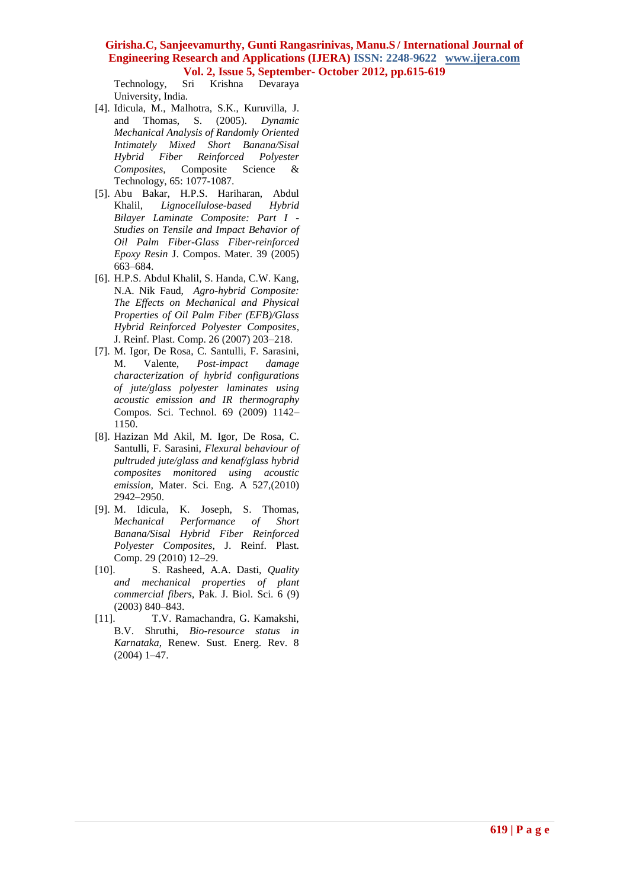Technology, Sri Krishna Devaraya University, India.

[4]. Idicula, M., Malhotra, S.K., Kuruvilla, J. and Thomas, S. (2005). *Dynamic Mechanical Analysis of Randomly Oriented Intimately Mixed Short Banana/Sisal Hybrid Fiber Reinforced Polyester Composites*, Composite Science & Technology, 65: 1077-1087.

[5]. Abu Bakar, H.P.S. Hariharan, Abdul Khalil, *Lignocellulose-based Hybrid Bilayer Laminate Composite: Part I - Studies on Tensile and Impact Behavior of Oil Palm Fiber-Glass Fiber-reinforced Epoxy Resin* J. Compos. Mater. 39 (2005) 663–684.

[6]. H.P.S. Abdul Khalil, S. Handa, C.W. Kang, N.A. Nik Faud, *Agro-hybrid Composite: The Effects on Mechanical and Physical Properties of Oil Palm Fiber (EFB)/Glass Hybrid Reinforced Polyester Composites*, J. Reinf. Plast. Comp. 26 (2007) 203–218.

[7]. M. Igor, De Rosa, C. Santulli, F. Sarasini, M. Valente, *Post-impact damage characterization of hybrid configurations of jute/glass polyester laminates using acoustic emission and IR thermography* Compos. Sci. Technol. 69 (2009) 1142–1150.

[8]. Hazizan Md Akil, M. Igor, De Rosa, C. Santulli, F. Sarasini, *Flexural behaviour of pultruded jute/glass and kenaf/glass hybrid composites monitored using acoustic emission*, Mater. Sci. Eng. A 527,(2010) 2942–2950.

[9]. M. Idicula, K. Joseph, S. Thomas, *Mechanical Performance of Short Banana/Sisal Hybrid Fiber Reinforced Polyester Composites*, J. Reinf. Plast. Comp. 29 (2010) 12–29.

[10]. S. Rasheed, A.A. Dasti, *Quality and mechanical properties of plant commercial fibers*, Pak. J. Biol. Sci. 6 (9) (2003) 840–843.

[11]. T.V. Ramachandra, G. Kamakshi, B.V. Shruthi, *Bio-resource status in Karnataka*, Renew. Sust. Energ. Rev. 8 (2004) 1–47.